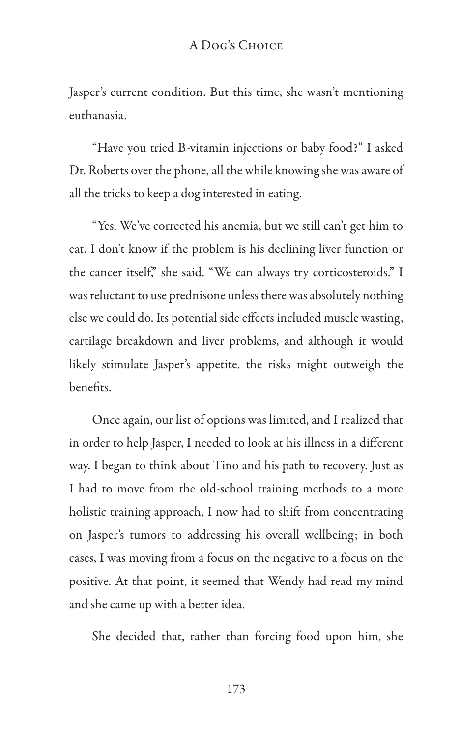Jasper's current condition. But this time, she wasn't mentioning euthanasia.

"Have you tried B-vitamin injections or baby food?" I asked Dr. Roberts over the phone, all the while knowing she was aware of all the tricks to keep a dog interested in eating.

"Yes. We've corrected his anemia, but we still can't get him to eat. I don't know if the problem is his declining liver function or the cancer itself," she said. "We can always try corticosteroids." I was reluctant to use prednisone unless there was absolutely nothing else we could do. Its potential side effects included muscle wasting, cartilage breakdown and liver problems, and although it would likely stimulate Jasper's appetite, the risks might outweigh the benefits.

Once again, our list of options was limited, and I realized that in order to help Jasper, I needed to look at his illness in a different way. I began to think about Tino and his path to recovery. Just as I had to move from the old-school training methods to a more holistic training approach, I now had to shift from concentrating on Jasper's tumors to addressing his overall wellbeing; in both cases, I was moving from a focus on the negative to a focus on the positive. At that point, it seemed that Wendy had read my mind and she came up with a better idea.

She decided that, rather than forcing food upon him, she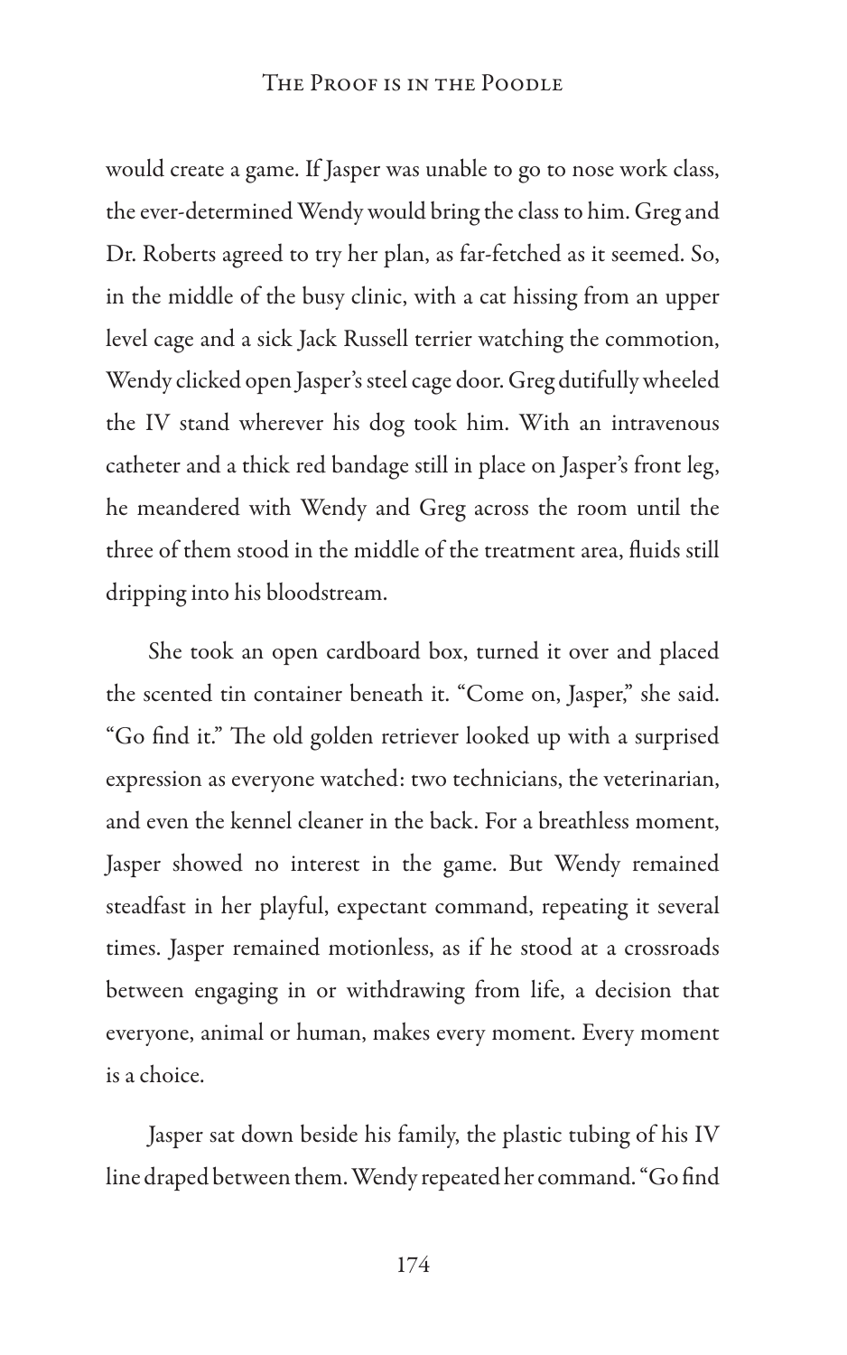would create a game. If Jasper was unable to go to nose work class, the ever-determined Wendy would bring the class to him. Greg and Dr. Roberts agreed to try her plan, as far-fetched as it seemed. So, in the middle of the busy clinic, with a cat hissing from an upper level cage and a sick Jack Russell terrier watching the commotion, Wendy clicked open Jasper's steel cage door. Greg dutifully wheeled the IV stand wherever his dog took him. With an intravenous catheter and a thick red bandage still in place on Jasper's front leg, he meandered with Wendy and Greg across the room until the three of them stood in the middle of the treatment area, fluids still dripping into his bloodstream.

She took an open cardboard box, turned it over and placed the scented tin container beneath it. "Come on, Jasper," she said. "Go find it." The old golden retriever looked up with a surprised expression as everyone watched: two technicians, the veterinarian, and even the kennel cleaner in the back. For a breathless moment, Jasper showed no interest in the game. But Wendy remained steadfast in her playful, expectant command, repeating it several times. Jasper remained motionless, as if he stood at a crossroads between engaging in or withdrawing from life, a decision that everyone, animal or human, makes every moment. Every moment is a choice.

Jasper sat down beside his family, the plastic tubing of his IV line draped between them. Wendy repeated her command. "Go find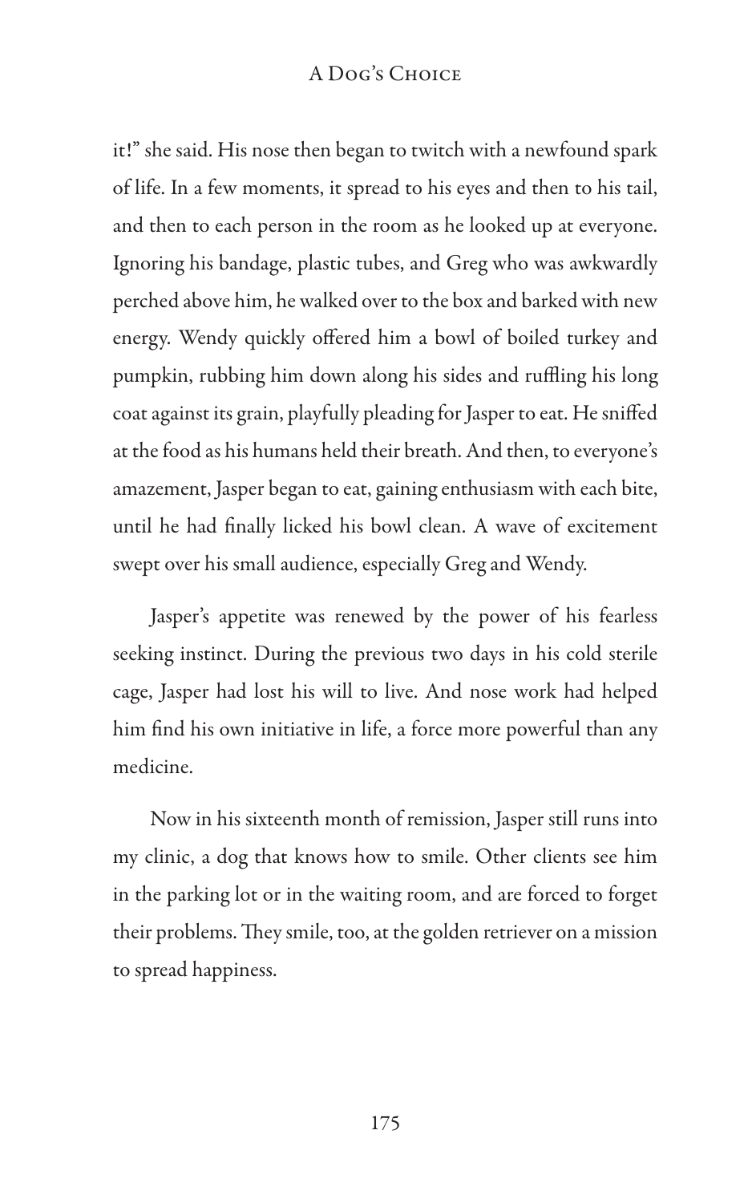it!" she said. His nose then began to twitch with a newfound spark of life. In a few moments, it spread to his eyes and then to his tail, and then to each person in the room as he looked up at everyone. Ignoring his bandage, plastic tubes, and Greg who was awkwardly perched above him, he walked over to the box and barked with new energy. Wendy quickly offered him a bowl of boiled turkey and pumpkin, rubbing him down along his sides and ruffling his long coat against its grain, playfully pleading for Jasper to eat. He sniffed at the food as his humans held their breath. And then, to everyone's amazement, Jasper began to eat, gaining enthusiasm with each bite, until he had finally licked his bowl clean. A wave of excitement swept over his small audience, especially Greg and Wendy.

Jasper's appetite was renewed by the power of his fearless seeking instinct. During the previous two days in his cold sterile cage, Jasper had lost his will to live. And nose work had helped him find his own initiative in life, a force more powerful than any medicine.

Now in his sixteenth month of remission, Jasper still runs into my clinic, a dog that knows how to smile. Other clients see him in the parking lot or in the waiting room, and are forced to forget their problems. They smile, too, at the golden retriever on a mission to spread happiness.